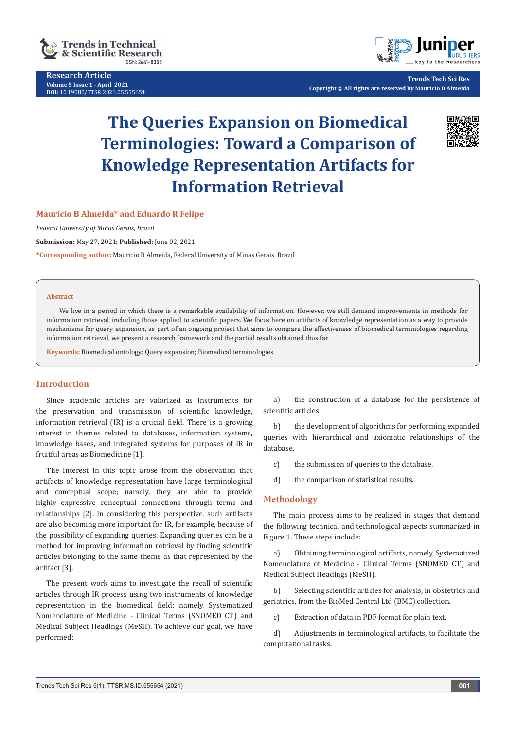Research Article
Volume 5 Issue 1 - April 2021
DOI: 10.19080/TTSR.2021.05.555654

Trends Tech Sci Res
Copyright © All rights are reserved by Mauricio B Almeida

# The Queries Expansion on Biomedical Terminologies: Toward a Comparison of Knowledge Representation Artifacts for Information Retrieval

**Mauricio B Almeida* and Eduardo R Felipe**

*Federal University of Minas Gerais, Brazil*

**Submission:** May 27, 2021; **Published:** June 02, 2021

***Corresponding author:** Mauricio B Almeida, Federal University of Minas Gerais, Brazil

**Abstract**

We live in a period in which there is a remarkable availability of information. However, we still demand improvements in methods for information retrieval, including those applied to scientific papers. We focus here on artifacts of knowledge representation as a way to provide mechanisms for query expansion, as part of an ongoing project that aims to compare the effectiveness of biomedical terminologies regarding information retrieval, we present a research framework and the partial results obtained thus far.

**Keywords:** Biomedical ontology; Query expansion; Biomedical terminologies

## Introduction

Since academic articles are valorized as instruments for the preservation and transmission of scientific knowledge, information retrieval (IR) is a crucial field. There is a growing interest in themes related to databases, information systems, knowledge bases, and integrated systems for purposes of IR in fruitful areas as Biomedicine [1].

The interest in this topic arose from the observation that artifacts of knowledge representation have large terminological and conceptual scope; namely, they are able to provide highly expressive conceptual connections through terms and relationships [2]. In considering this perspective, such artifacts are also becoming more important for IR, for example, because of the possibility of expanding queries. Expanding queries can be a method for improving information retrieval by finding scientific articles belonging to the same theme as that represented by the artifact [3].

The present work aims to investigate the recall of scientific articles through IR process using two instruments of knowledge representation in the biomedical field: namely, Systematized Nomenclature of Medicine - Clinical Terms (SNOMED CT) and Medical Subject Headings (MeSH). To achieve our goal, we have performed:

a) the construction of a database for the persistence of scientific articles.

b) the development of algorithms for performing expanded queries with hierarchical and axiomatic relationships of the database.

c) the submission of queries to the database.

d) the comparison of statistical results.

## Methodology

The main process aims to be realized in stages that demand the following technical and technological aspects summarized in Figure 1. These steps include:

a) Obtaining terminological artifacts, namely, Systematized Nomenclature of Medicine - Clinical Terms (SNOMED CT) and Medical Subject Headings (MeSH).

b) Selecting scientific articles for analysis, in obstetrics and geriatrics, from the BioMed Central Ltd (BMC) collection.

c) Extraction of data in PDF format for plain text.

d) Adjustments in terminological artifacts, to facilitate the computational tasks.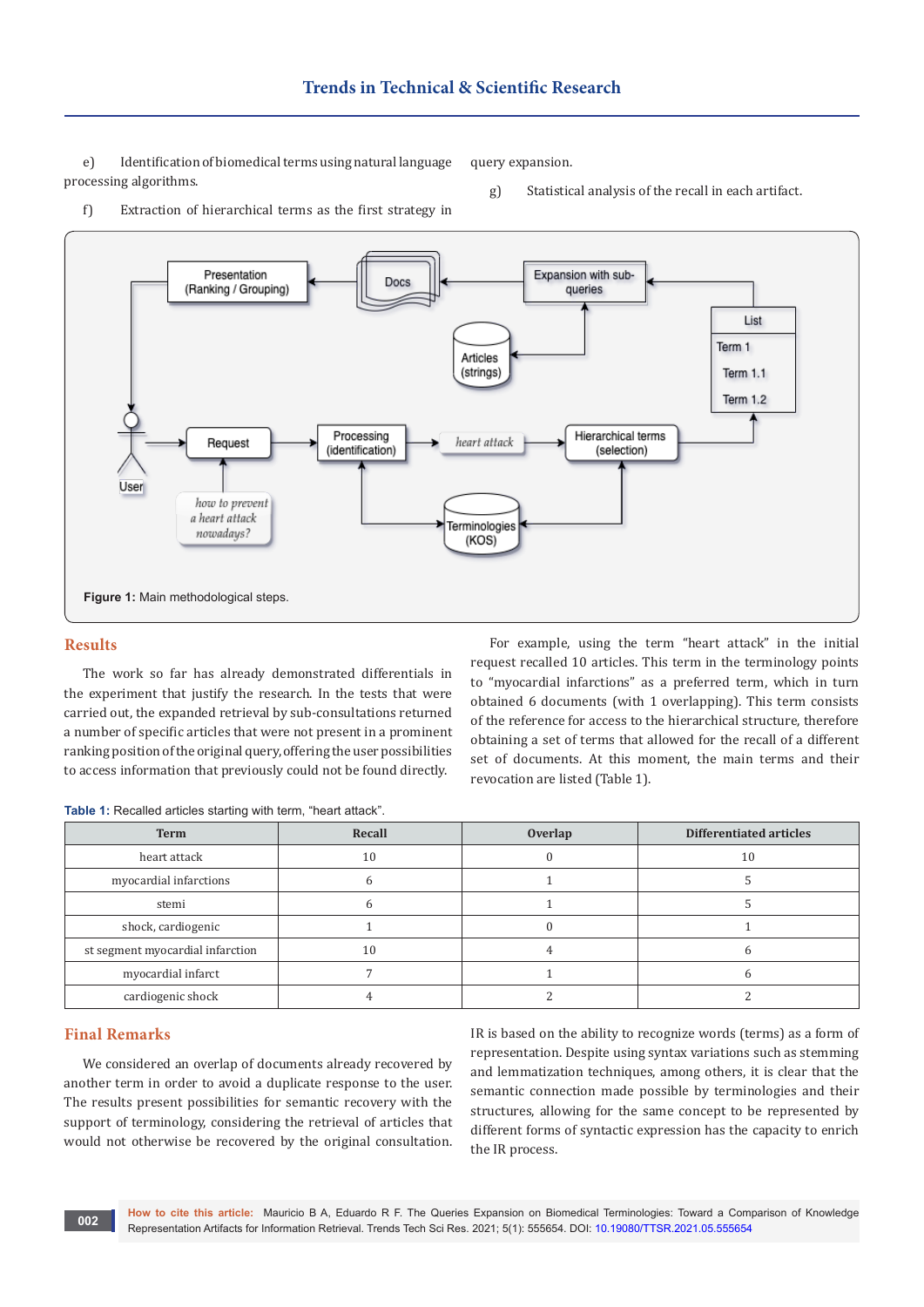e) Identification of biomedical terms using natural language processing algorithms.

f) Extraction of hierarchical terms as the first strategy in query expansion.

g) Statistical analysis of the recall in each artifact.

**Figure 1:** Main methodological steps.

## Results

The work so far has already demonstrated differentials in the experiment that justify the research. In the tests that were carried out, the expanded retrieval by sub-consultations returned a number of specific articles that were not present in a prominent ranking position of the original query, offering the user possibilities to access information that previously could not be found directly.

For example, using the term "heart attack" in the initial request recalled 10 articles. This term in the terminology points to "myocardial infarctions" as a preferred term, which in turn obtained 6 documents (with 1 overlapping). This term consists of the reference for access to the hierarchical structure, therefore obtaining a set of terms that allowed for the recall of a different set of documents. At this moment, the main terms and their revocation are listed (Table 1).

**Table 1:** Recalled articles starting with term, "heart attack".

| Term | Recall | Overlap | Differentiated articles |
|---|---|---|---|
| heart attack | 10 | 0 | 10 |
| myocardial infarctions | 6 | 1 | 5 |
| stemi | 6 | 1 | 5 |
| shock, cardiogenic | 1 | 0 | 1 |
| st segment myocardial infarction | 10 | 4 | 6 |
| myocardial infarct | 7 | 1 | 6 |
| cardiogenic shock | 4 | 2 | 2 |

## Final Remarks

We considered an overlap of documents already recovered by another term in order to avoid a duplicate response to the user. The results present possibilities for semantic recovery with the support of terminology, considering the retrieval of articles that would not otherwise be recovered by the original consultation.

IR is based on the ability to recognize words (terms) as a form of representation. Despite using syntax variations such as stemming and lemmatization techniques, among others, it is clear that the semantic connection made possible by terminologies and their structures, allowing for the same concept to be represented by different forms of syntactic expression has the capacity to enrich the IR process.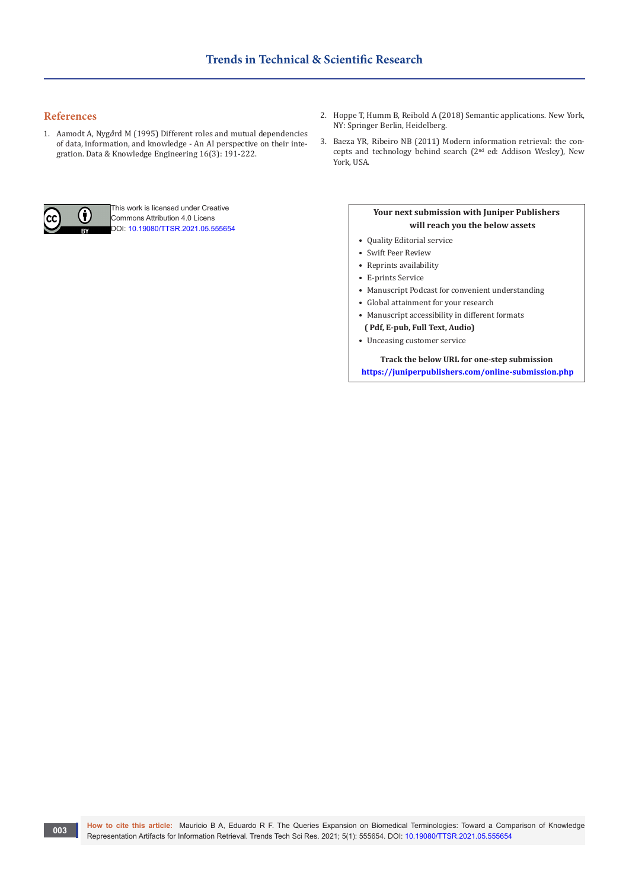## References

1. Aamodt A, Nygård M (1995) Different roles and mutual dependencies of data, information, and knowledge - An AI perspective on their integration. Data & Knowledge Engineering 16(3): 191-222.
2. Hoppe T, Humm B, Reibold A (2018) Semantic applications. New York, NY: Springer Berlin, Heidelberg.
3. Baeza YR, Ribeiro NB (2011) Modern information retrieval: the concepts and technology behind search (2nd ed: Addison Wesley), New York, USA.

This work is licensed under Creative Commons Attribution 4.0 Licens
DOI: 10.19080/TTSR.2021.05.555654

**Your next submission with Juniper Publishers will reach you the below assets**

- Quality Editorial service
- Swift Peer Review
- Reprints availability
- E-prints Service
- Manuscript Podcast for convenient understanding
- Global attainment for your research
- Manuscript accessibility in different formats
  **( Pdf, E-pub, Full Text, Audio)**
- Unceasing customer service

**Track the below URL for one-step submission**
**https://juniperpublishers.com/online-submission.php**

**How to cite this article:** Mauricio B A, Eduardo R F. The Queries Expansion on Biomedical Terminologies: Toward a Comparison of Knowledge Representation Artifacts for Information Retrieval. Trends Tech Sci Res. 2021; 5(1): 555654. DOI: 10.19080/TTSR.2021.05.555654